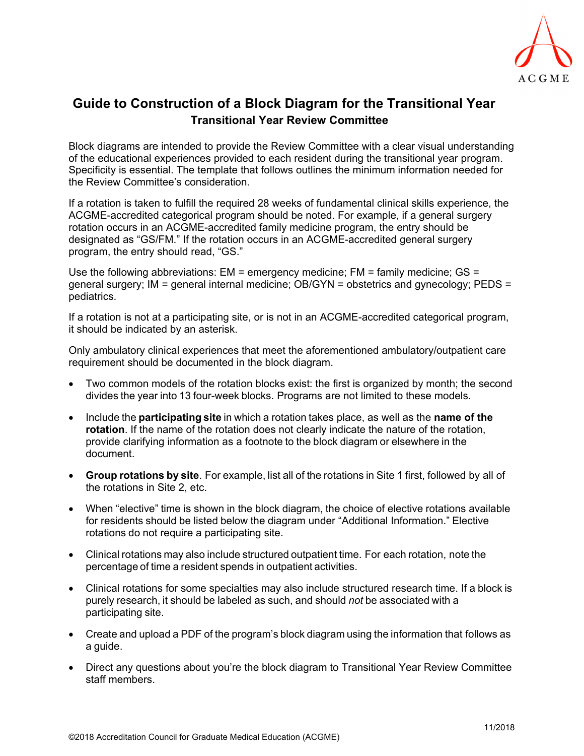# Guide to Construction of a Block Diagram for the Transitional Year

## Transitional Year Review Committee

Block diagrams are intended to provide the Review Committee with a clear visual understanding of the educational experiences provided to each resident during the transitional year program. Specificity is essential. The template that follows outlines the minimum information needed for the Review Committee's consideration.

If a rotation is taken to fulfill the required 28 weeks of fundamental clinical skills experience, the ACGME-accredited categorical program should be noted. For example, if a general surgery rotation occurs in an ACGME-accredited family medicine program, the entry should be designated as "GS/FM." If the rotation occurs in an ACGME-accredited general surgery program, the entry should read, "GS."

Use the following abbreviations: EM = emergency medicine; FM = family medicine; GS = general surgery; IM = general internal medicine; OB/GYN = obstetrics and gynecology; PEDS = pediatrics.

If a rotation is not at a participating site, or is not in an ACGME-accredited categorical program, it should be indicated by an asterisk.

Only ambulatory clinical experiences that meet the aforementioned ambulatory/outpatient care requirement should be documented in the block diagram.

- Two common models of the rotation blocks exist: the first is organized by month; the second divides the year into 13 four-week blocks. Programs are not limited to these models.
- Include the **participating site** in which a rotation takes place, as well as the **name of the rotation**. If the name of the rotation does not clearly indicate the nature of the rotation, provide clarifying information as a footnote to the block diagram or elsewhere in the document.
- **Group rotations by site**. For example, list all of the rotations in Site 1 first, followed by all of the rotations in Site 2, etc.
- When "elective" time is shown in the block diagram, the choice of elective rotations available for residents should be listed below the diagram under "Additional Information." Elective rotations do not require a participating site.
- Clinical rotations may also include structured outpatient time. For each rotation, note the percentage of time a resident spends in outpatient activities.
- Clinical rotations for some specialties may also include structured research time. If a block is purely research, it should be labeled as such, and should *not* be associated with a participating site.
- Create and upload a PDF of the program's block diagram using the information that follows as a guide.
- Direct any questions about you're the block diagram to Transitional Year Review Committee staff members.

11/2018

©2018 Accreditation Council for Graduate Medical Education (ACGME)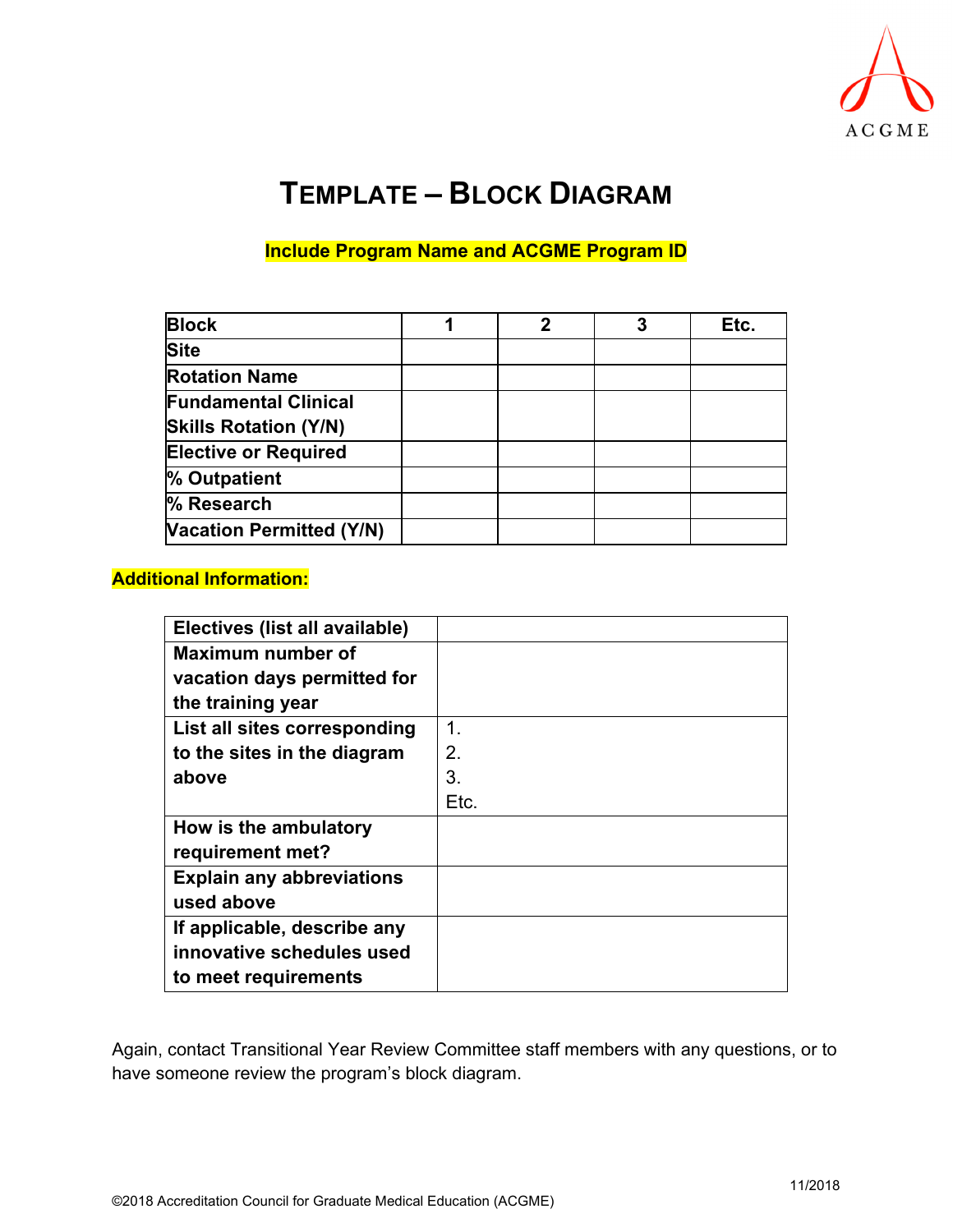# TEMPLATE – BLOCK DIAGRAM

**Include Program Name and ACGME Program ID**

| Block | 1 | 2 | 3 | Etc. |
|---|---|---|---|---|
| Site | | | | |
| Rotation Name | | | | |
| Fundamental Clinical Skills Rotation (Y/N) | | | | |
| Elective or Required | | | | |
| % Outpatient | | | | |
| % Research | | | | |
| Vacation Permitted (Y/N) | | | | |

**Additional Information:**

| | |
|---|---|
| **Electives (list all available)** | |
| **Maximum number of vacation days permitted for the training year** | |
| **List all sites corresponding to the sites in the diagram above** | 1.<br>2.<br>3.<br>Etc. |
| **How is the ambulatory requirement met?** | |
| **Explain any abbreviations used above** | |
| **If applicable, describe any innovative schedules used to meet requirements** | |

Again, contact Transitional Year Review Committee staff members with any questions, or to have someone review the program's block diagram.

11/2018

©2018 Accreditation Council for Graduate Medical Education (ACGME)